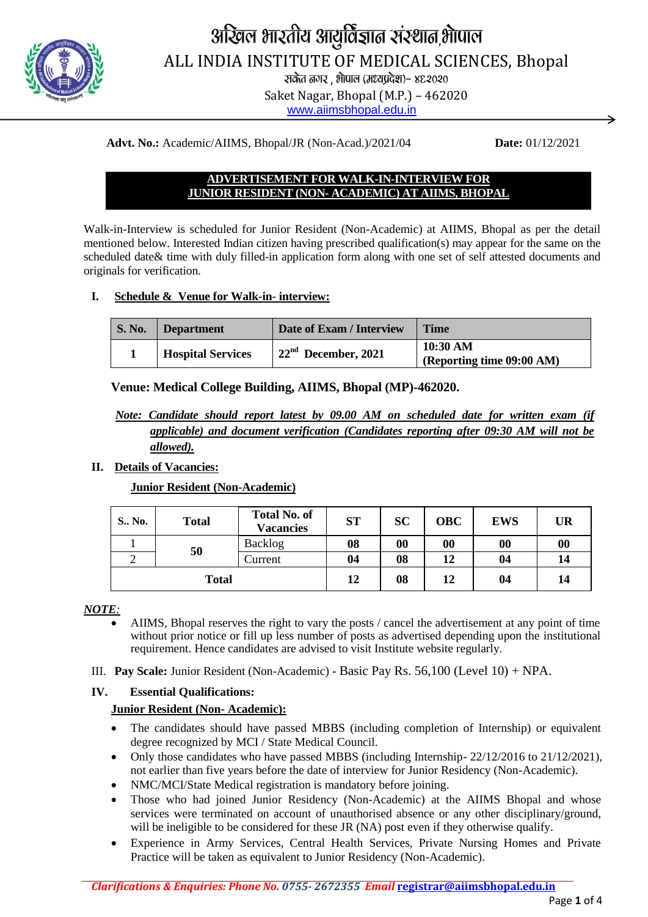# अखिल भारतीय आयुर्विज्ञान संस्थान,भोपाल

# ALL INDIA INSTITUTE OF MEDICAL SCIENCES, Bhopal

साकेत नगर , भोपाल (मध्यप्रदेश)- ४६२०२०

Saket Nagar, Bhopal (M.P.) – 462020

www.aiimsbhopal.edu.in

**Advt. No.:** Academic/AIIMS, Bhopal/JR (Non-Acad.)/2021/04 **Date:** 01/12/2021

## ADVERTISEMENT FOR WALK-IN-INTERVIEW FOR JUNIOR RESIDENT (NON- ACADEMIC) AT AIIMS, BHOPAL

Walk-in-Interview is scheduled for Junior Resident (Non-Academic) at AIIMS, Bhopal as per the detail mentioned below. Interested Indian citizen having prescribed qualification(s) may appear for the same on the scheduled date& time with duly filled-in application form along with one set of self attested documents and originals for verification.

### I. Schedule & Venue for Walk-in- interview:

| S. No. | Department | Date of Exam / Interview | Time |
|---|---|---|---|
| 1 | **Hospital Services** | **22nd December, 2021** | **10:30 AM (Reporting time 09:00 AM)** |

**Venue: Medical College Building, AIIMS, Bhopal (MP)-462020.**

***Note: Candidate should report latest by 09.00 AM on scheduled date for written exam (if applicable) and document verification (Candidates reporting after 09:30 AM will not be allowed).***

### II. Details of Vacancies:

**Junior Resident (Non-Academic)**

| S.. No. | Total | Total No. of Vacancies | ST | SC | OBC | EWS | UR |
|---|---|---|---|---|---|---|---|
| 1 | 50 | Backlog | 08 | 00 | 00 | 00 | 00 |
| 2 | | Current | 04 | 08 | 12 | 04 | 14 |
| **Total** | | | **12** | **08** | **12** | **04** | **14** |

***NOTE:***

- AIIMS, Bhopal reserves the right to vary the posts / cancel the advertisement at any point of time without prior notice or fill up less number of posts as advertised depending upon the institutional requirement. Hence candidates are advised to visit Institute website regularly.

III. **Pay Scale:** Junior Resident (Non-Academic) - Basic Pay Rs. 56,100 (Level 10) + NPA.

### IV. Essential Qualifications:

**Junior Resident (Non- Academic):**

- The candidates should have passed MBBS (including completion of Internship) or equivalent degree recognized by MCI / State Medical Council.
- Only those candidates who have passed MBBS (including Internship- 22/12/2016 to 21/12/2021), not earlier than five years before the date of interview for Junior Residency (Non-Academic).
- NMC/MCI/State Medical registration is mandatory before joining.
- Those who had joined Junior Residency (Non-Academic) at the AIIMS Bhopal and whose services were terminated on account of unauthorised absence or any other disciplinary/ground, will be ineligible to be considered for these JR (NA) post even if they otherwise qualify.
- Experience in Army Services, Central Health Services, Private Nursing Homes and Private Practice will be taken as equivalent to Junior Residency (Non-Academic).

***Clarifications & Enquiries: Phone No. 0755- 2672355 Email registrar@aiimsbhopal.edu.in***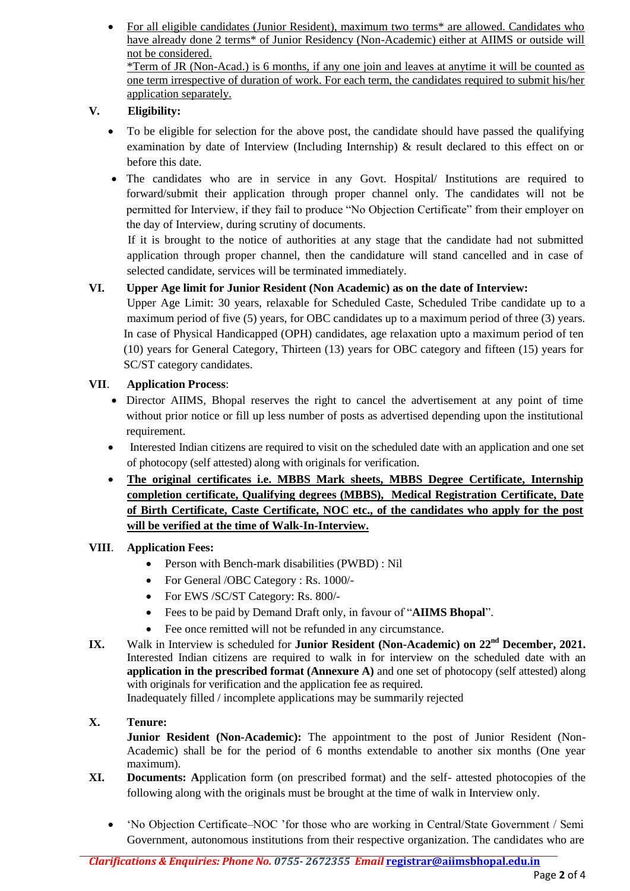- For all eligible candidates (Junior Resident), maximum two terms* are allowed. Candidates who have already done 2 terms* of Junior Residency (Non-Academic) either at AIIMS or outside will not be considered.
  *Term of JR (Non-Acad.) is 6 months, if any one join and leaves at anytime it will be counted as one term irrespective of duration of work. For each term, the candidates required to submit his/her application separately.

**V. Eligibility:**

- To be eligible for selection for the above post, the candidate should have passed the qualifying examination by date of Interview (Including Internship) & result declared to this effect on or before this date.
- The candidates who are in service in any Govt. Hospital/ Institutions are required to forward/submit their application through proper channel only. The candidates will not be permitted for Interview, if they fail to produce "No Objection Certificate" from their employer on the day of Interview, during scrutiny of documents.
  If it is brought to the notice of authorities at any stage that the candidate had not submitted application through proper channel, then the candidature will stand cancelled and in case of selected candidate, services will be terminated immediately.

**VI. Upper Age limit for Junior Resident (Non Academic) as on the date of Interview:**

Upper Age Limit: 30 years, relaxable for Scheduled Caste, Scheduled Tribe candidate up to a maximum period of five (5) years, for OBC candidates up to a maximum period of three (3) years. In case of Physical Handicapped (OPH) candidates, age relaxation upto a maximum period of ten (10) years for General Category, Thirteen (13) years for OBC category and fifteen (15) years for SC/ST category candidates.

**VII. Application Process**:

- Director AIIMS, Bhopal reserves the right to cancel the advertisement at any point of time without prior notice or fill up less number of posts as advertised depending upon the institutional requirement.
- Interested Indian citizens are required to visit on the scheduled date with an application and one set of photocopy (self attested) along with originals for verification.
- **The original certificates i.e. MBBS Mark sheets, MBBS Degree Certificate, Internship completion certificate, Qualifying degrees (MBBS), Medical Registration Certificate, Date of Birth Certificate, Caste Certificate, NOC etc., of the candidates who apply for the post will be verified at the time of Walk-In-Interview.**

**VIII. Application Fees:**

- Person with Bench-mark disabilities (PWBD) : Nil
- For General /OBC Category : Rs. 1000/-
- For EWS /SC/ST Category: Rs. 800/-
- Fees to be paid by Demand Draft only, in favour of "**AIIMS Bhopal**".
- Fee once remitted will not be refunded in any circumstance.

**IX.** Walk in Interview is scheduled for **Junior Resident (Non-Academic) on 22nd December, 2021.** Interested Indian citizens are required to walk in for interview on the scheduled date with an **application in the prescribed format (Annexure A)** and one set of photocopy (self attested) along with originals for verification and the application fee as required.
Inadequately filled / incomplete applications may be summarily rejected

**X. Tenure:**

**Junior Resident (Non-Academic):** The appointment to the post of Junior Resident (Non-Academic) shall be for the period of 6 months extendable to another six months (One year maximum).

**XI. Documents: A**pplication form (on prescribed format) and the self- attested photocopies of the following along with the originals must be brought at the time of walk in Interview only.

- 'No Objection Certificate–NOC 'for those who are working in Central/State Government / Semi Government, autonomous institutions from their respective organization. The candidates who are

*Clarifications & Enquiries: Phone No. 0755- 2672355 Email* registrar@aiimsbhopal.edu.in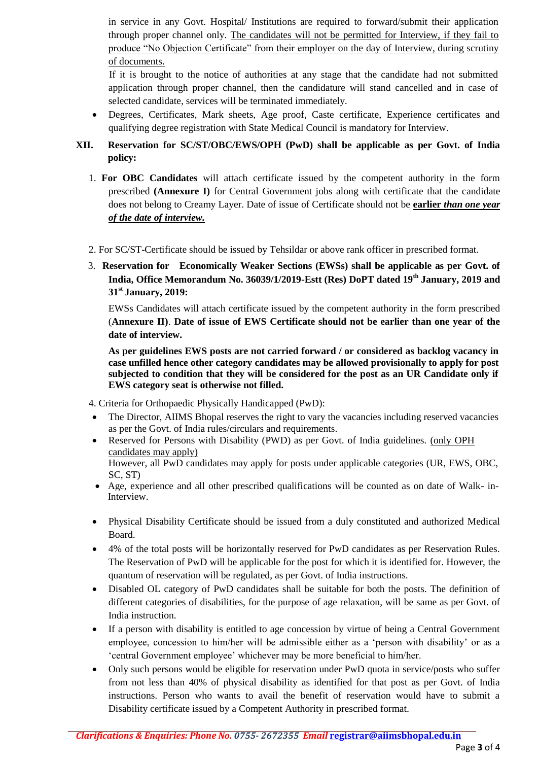in service in any Govt. Hospital/ Institutions are required to forward/submit their application through proper channel only. The candidates will not be permitted for Interview, if they fail to produce "No Objection Certificate" from their employer on the day of Interview, during scrutiny of documents.

If it is brought to the notice of authorities at any stage that the candidate had not submitted application through proper channel, then the candidature will stand cancelled and in case of selected candidate, services will be terminated immediately.

- Degrees, Certificates, Mark sheets, Age proof, Caste certificate, Experience certificates and qualifying degree registration with State Medical Council is mandatory for Interview.

**XII. Reservation for SC/ST/OBC/EWS/OPH (PwD) shall be applicable as per Govt. of India policy:**

1. **For OBC Candidates** will attach certificate issued by the competent authority in the form prescribed **(Annexure I)** for Central Government jobs along with certificate that the candidate does not belong to Creamy Layer. Date of issue of Certificate should not be **earlier** ***than one year of the date of interview.***

2. For SC/ST-Certificate should be issued by Tehsildar or above rank officer in prescribed format.

3. **Reservation for Economically Weaker Sections (EWSs) shall be applicable as per Govt. of India, Office Memorandum No. 36039/1/2019-Estt (Res) DoPT dated 19th January, 2019 and 31st January, 2019:**

   EWSs Candidates will attach certificate issued by the competent authority in the form prescribed (**Annexure II**). **Date of issue of EWS Certificate should not be earlier than one year of the date of interview.**

   **As per guidelines EWS posts are not carried forward / or considered as backlog vacancy in case unfilled hence other category candidates may be allowed provisionally to apply for post subjected to condition that they will be considered for the post as an UR Candidate only if EWS category seat is otherwise not filled.**

4. Criteria for Orthopaedic Physically Handicapped (PwD):

- The Director, AIIMS Bhopal reserves the right to vary the vacancies including reserved vacancies as per the Govt. of India rules/circulars and requirements.
- Reserved for Persons with Disability (PWD) as per Govt. of India guidelines. (only OPH candidates may apply)
  However, all PwD candidates may apply for posts under applicable categories (UR, EWS, OBC, SC, ST)
- Age, experience and all other prescribed qualifications will be counted as on date of Walk- in-Interview.
- Physical Disability Certificate should be issued from a duly constituted and authorized Medical Board.
- 4% of the total posts will be horizontally reserved for PwD candidates as per Reservation Rules. The Reservation of PwD will be applicable for the post for which it is identified for. However, the quantum of reservation will be regulated, as per Govt. of India instructions.
- Disabled OL category of PwD candidates shall be suitable for both the posts. The definition of different categories of disabilities, for the purpose of age relaxation, will be same as per Govt. of India instruction.
- If a person with disability is entitled to age concession by virtue of being a Central Government employee, concession to him/her will be admissible either as a 'person with disability' or as a 'central Government employee' whichever may be more beneficial to him/her.
- Only such persons would be eligible for reservation under PwD quota in service/posts who suffer from not less than 40% of physical disability as identified for that post as per Govt. of India instructions. Person who wants to avail the benefit of reservation would have to submit a Disability certificate issued by a Competent Authority in prescribed format.

***Clarifications & Enquiries: Phone No. 0755- 2672355 Email registrar@aiimsbhopal.edu.in***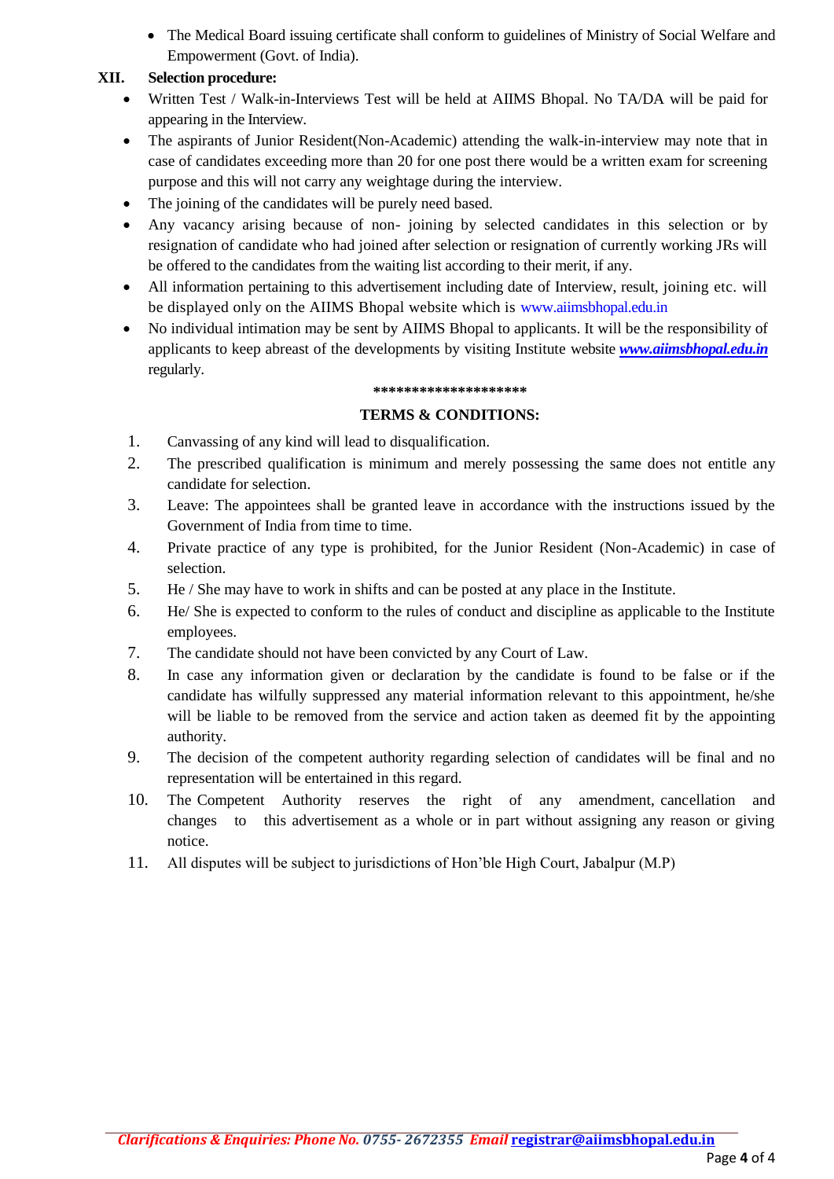- The Medical Board issuing certificate shall conform to guidelines of Ministry of Social Welfare and Empowerment (Govt. of India).

**XII. Selection procedure:**

- Written Test / Walk-in-Interviews Test will be held at AIIMS Bhopal. No TA/DA will be paid for appearing in the Interview.
- The aspirants of Junior Resident(Non-Academic) attending the walk-in-interview may note that in case of candidates exceeding more than 20 for one post there would be a written exam for screening purpose and this will not carry any weightage during the interview.
- The joining of the candidates will be purely need based.
- Any vacancy arising because of non- joining by selected candidates in this selection or by resignation of candidate who had joined after selection or resignation of currently working JRs will be offered to the candidates from the waiting list according to their merit, if any.
- All information pertaining to this advertisement including date of Interview, result, joining etc. will be displayed only on the AIIMS Bhopal website which is www.aiimsbhopal.edu.in
- No individual intimation may be sent by AIIMS Bhopal to applicants. It will be the responsibility of applicants to keep abreast of the developments by visiting Institute website ***www.aiimsbhopal.edu.in*** regularly.

********************

**TERMS & CONDITIONS:**

1. Canvassing of any kind will lead to disqualification.
2. The prescribed qualification is minimum and merely possessing the same does not entitle any candidate for selection.
3. Leave: The appointees shall be granted leave in accordance with the instructions issued by the Government of India from time to time.
4. Private practice of any type is prohibited, for the Junior Resident (Non-Academic) in case of selection.
5. He / She may have to work in shifts and can be posted at any place in the Institute.
6. He/ She is expected to conform to the rules of conduct and discipline as applicable to the Institute employees.
7. The candidate should not have been convicted by any Court of Law.
8. In case any information given or declaration by the candidate is found to be false or if the candidate has wilfully suppressed any material information relevant to this appointment, he/she will be liable to be removed from the service and action taken as deemed fit by the appointing authority.
9. The decision of the competent authority regarding selection of candidates will be final and no representation will be entertained in this regard.
10. The Competent Authority reserves the right of any amendment, cancellation and changes to this advertisement as a whole or in part without assigning any reason or giving notice.
11. All disputes will be subject to jurisdictions of Hon'ble High Court, Jabalpur (M.P)

***Clarifications & Enquiries: Phone No. 0755- 2672355 Email registrar@aiimsbhopal.edu.in***